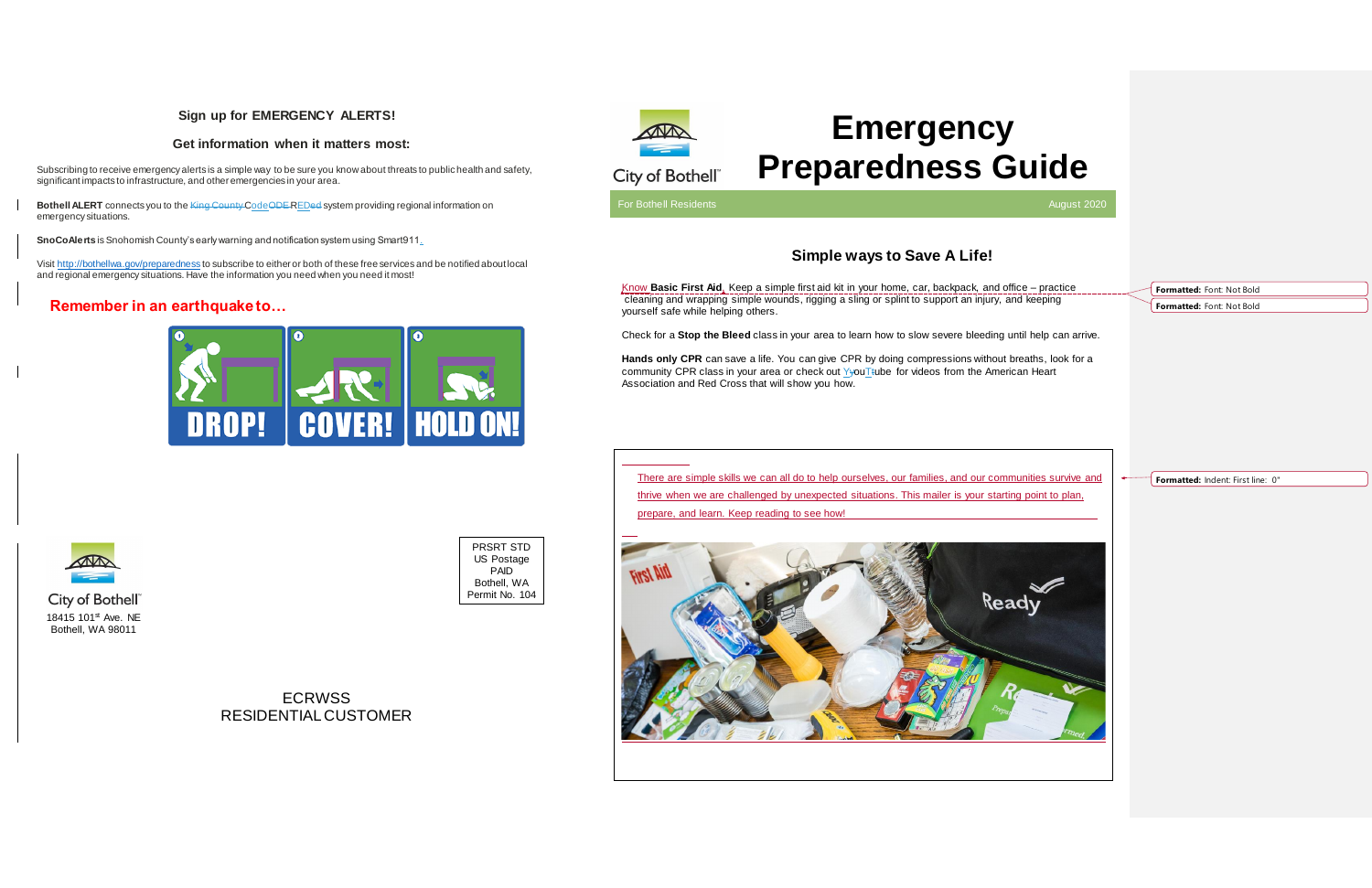**Sign up for EMERGENCY ALERTS!**

**Get information when it matters most:**

Subscribing to receive emergency alerts is a simple way to be sure you know about threats to public health and safety, significant impacts to infrastructure, and other emergencies in your area.

**Bothell ALERT** connects you to the CodeRED system providing regional information on emergency situations.

**SnoCoAlerts** is Snohomish County's early warning and notification system using Smart911.

Visit http://bothellwa.gov/preparedness to subscribe to either or both of these free services and be notified about local and regional emergency situations. Have the information you need when you need it most!

## Remember in an earthquake to…

DROP! COVER! HOLD ON!

City of Bothell
18415 101st Ave. NE
Bothell, WA 98011

PRSRT STD
US Postage
PAID
Bothell, WA
Permit No. 104

ECRWSS
RESIDENTIAL CUSTOMER

City of Bothell

# Emergency Preparedness Guide

For Bothell Residents — August 2020

## Simple ways to Save A Life!

Know **Basic First Aid**. Keep a simple first aid kit in your home, car, backpack, and office – practice cleaning and wrapping simple wounds, rigging a sling or splint to support an injury, and keeping yourself safe while helping others.

Check for a **Stop the Bleed** class in your area to learn how to slow severe bleeding until help can arrive.

**Hands only CPR** can save a life. You can give CPR by doing compressions without breaths, look for a community CPR class in your area or check out YouTube for videos from the American Heart Association and Red Cross that will show you how.

There are simple skills we can all do to help ourselves, our families, and our communities survive and thrive when we are challenged by unexpected situations. This mailer is your starting point to plan, prepare, and learn. Keep reading to see how!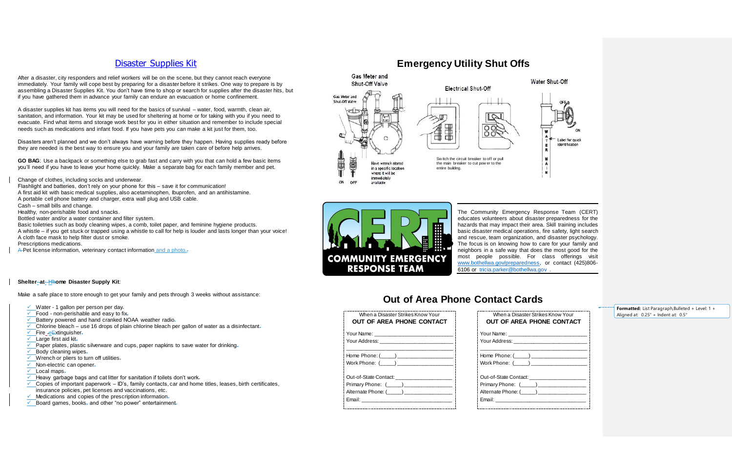## Disaster Supplies Kit

After a disaster, city responders and relief workers will be on the scene, but they cannot reach everyone immediately. Your family will cope best by preparing for a disaster before it strikes. One way to prepare is by assembling a Disaster Supplies Kit. You don't have time to shop or search for supplies after the disaster hits, but if you have gathered them in advance your family can endure an evacuation or home confinement.

A disaster supplies kit has items you will need for the basics of survival – water, food, warmth, clean air, sanitation, and information. Your kit may be used for sheltering at home or for taking with you if you need to evacuate. Find what items and storage work best for you in either situation and remember to include special needs such as medications and infant food. If you have pets you can make a kit just for them, too.

Disasters aren't planned and we don't always have warning before they happen. Having supplies ready before they are needed is the best way to ensure you and your family are taken care of before help arrives.

**GO BAG**: Use a backpack or something else to grab fast and carry with you that can hold a few basic items you'll need if you have to leave your home quickly. Make a separate bag for each family member and pet.

Change of clothes, including socks and underwear.
Flashlight and batteries, don't rely on your phone for this – save it for communication!
A first aid kit with basic medical supplies, also acetaminophen, Ibuprofen, and an antihistamine.
A portable cell phone battery and charger, extra wall plug and USB cable.
Cash – small bills and change.
Healthy, non-perishable food and snacks.
Bottled water and/or a water container and filter system.
Basic toiletries such as body cleaning wipes, a comb, toilet paper, and feminine hygiene products.
A whistle – if you get stuck or trapped using a whistle to call for help is louder and lasts longer than your voice!
A cloth face mask to help filter dust or smoke.
Prescriptions medications.
Pet license information, veterinary contact information and a photo.

**Shelter-at-Home Disaster Supply Kit**:

Make a safe place to store enough to get your family and pets through 3 weeks without assistance:

- ✓ Water - 1 gallon per person per day.
- ✓ Food - non-perishable and easy to fix.
- ✓ Battery powered and hand cranked NOAA weather radio.
- ✓ Chlorine bleach – use 16 drops of plain chlorine bleach per gallon of water as a disinfectant.
- ✓ Fire Extinguisher.
- ✓ Large first aid kit.
- ✓ Paper plates, plastic silverware and cups, paper napkins to save water for drinking.
- ✓ Body cleaning wipes.
- ✓ Wrench or pliers to turn off utilities.
- ✓ Non-electric can opener.
- ✓ Local maps.
- ✓ Heavy garbage bags and cat litter for sanitation if toilets don't work.
- ✓ Copies of important paperwork – ID's, family contacts, car and home titles, leases, birth certificates, insurance policies, pet licenses and vaccinations, etc.
- ✓ Medications and copies of the prescription information.
- ✓ Board games, books, and other "no power" entertainment.

## Emergency Utility Shut Offs

Gas Meter and Shut-Off Valve

Gas Meter and Shut-Off Valve

Have wrench stored in a specific location where it will be immediately available

ON OFF

Electrical Shut-Off

Switch the circuit breaker to off or pull the main breaker to cut power to the entire building.

Water Shut-Off

OFF ON

Label for quick identification

WATER MAIN

COMMUNITY EMERGENCY RESPONSE TEAM

The Community Emergency Response Team (CERT) educates volunteers about disaster preparedness for the hazards that may impact their area. Skill training includes basic disaster medical operations, fire safety, light search and rescue, team organization, and disaster psychology. The focus is on knowing how to care for your family and neighbors in a safe way that does the most good for the most people possible. For class offerings visit www.bothellwa.gov/preparedness, or contact (425)806-6106 or tricia.parker@bothellwa.gov .

## Out of Area Phone Contact Cards

When a Disaster Strikes Know Your
**OUT OF AREA PHONE CONTACT**

Your Name: ____________________
Your Address: ____________________
____________________
Home Phone: (_____) ____________
Work Phone: (_____) ____________

Out-of-State Contact: ____________
Primary Phone: (_____) ____________
Alternate Phone: (_____) ____________
Email: ____________________

When a Disaster Strikes Know Your
**OUT OF AREA PHONE CONTACT**

Your Name: ____________________
Your Address: ____________________
____________________
Home Phone: (_____) ____________
Work Phone: (_____) ____________

Out-of-State Contact: ____________
Primary Phone: (_____) ____________
Alternate Phone: (_____) ____________
Email: ____________________